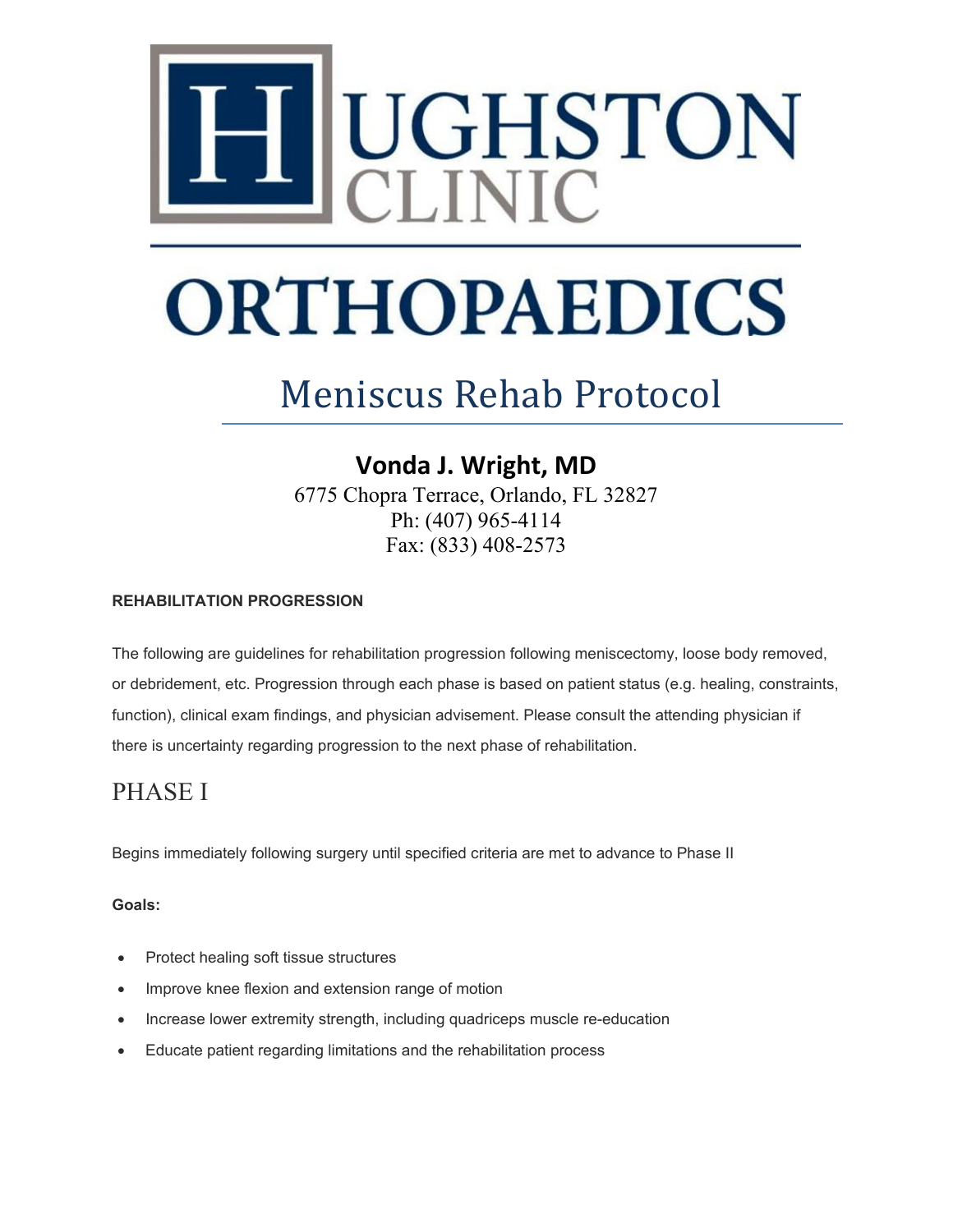# HUGHSTON CLINIC

# ORTHOPAEDICS

## Meniscus Rehab Protocol

**Vonda J. Wright, MD**

6775 Chopra Terrace, Orlando, FL 32827
Ph: (407) 965-4114
Fax: (833) 408-2573

**REHABILITATION PROGRESSION**

The following are guidelines for rehabilitation progression following meniscectomy, loose body removed, or debridement, etc. Progression through each phase is based on patient status (e.g. healing, constraints, function), clinical exam findings, and physician advisement. Please consult the attending physician if there is uncertainty regarding progression to the next phase of rehabilitation.

## PHASE I

Begins immediately following surgery until specified criteria are met to advance to Phase II

**Goals:**

- Protect healing soft tissue structures
- Improve knee flexion and extension range of motion
- Increase lower extremity strength, including quadriceps muscle re-education
- Educate patient regarding limitations and the rehabilitation process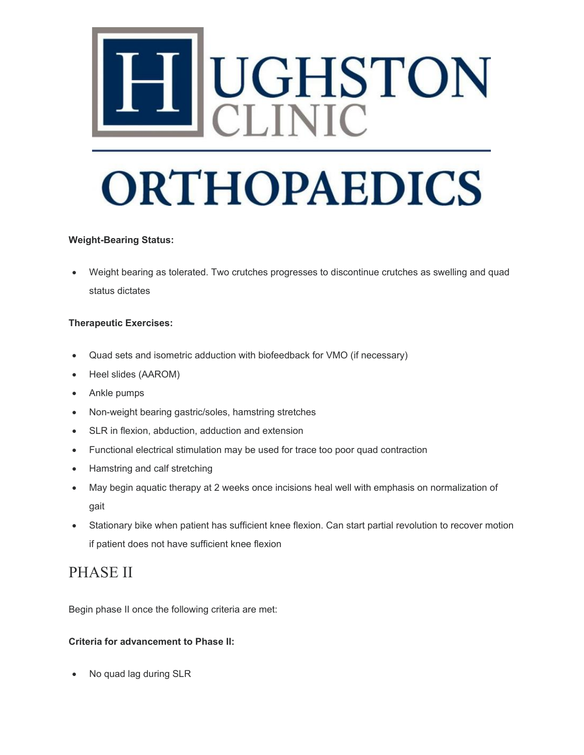**Weight-Bearing Status:**

- Weight bearing as tolerated. Two crutches progresses to discontinue crutches as swelling and quad status dictates

**Therapeutic Exercises:**

- Quad sets and isometric adduction with biofeedback for VMO (if necessary)
- Heel slides (AAROM)
- Ankle pumps
- Non-weight bearing gastric/soles, hamstring stretches
- SLR in flexion, abduction, adduction and extension
- Functional electrical stimulation may be used for trace too poor quad contraction
- Hamstring and calf stretching
- May begin aquatic therapy at 2 weeks once incisions heal well with emphasis on normalization of gait
- Stationary bike when patient has sufficient knee flexion. Can start partial revolution to recover motion if patient does not have sufficient knee flexion

## PHASE II

Begin phase II once the following criteria are met:

**Criteria for advancement to Phase II:**

- No quad lag during SLR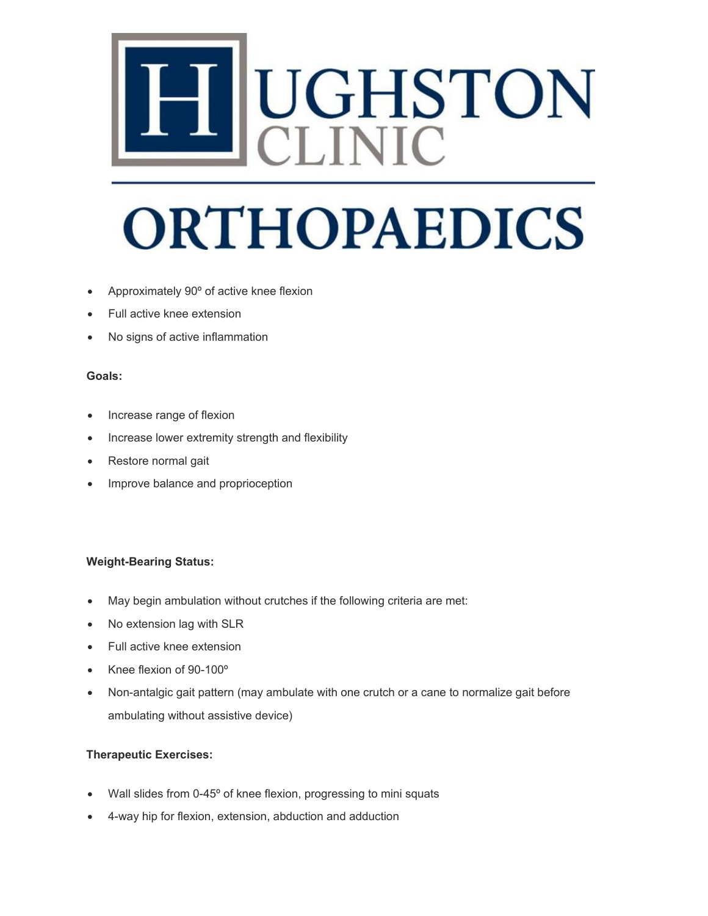- Approximately 90º of active knee flexion
- Full active knee extension
- No signs of active inflammation

**Goals:**

- Increase range of flexion
- Increase lower extremity strength and flexibility
- Restore normal gait
- Improve balance and proprioception

**Weight-Bearing Status:**

- May begin ambulation without crutches if the following criteria are met:
- No extension lag with SLR
- Full active knee extension
- Knee flexion of 90-100º
- Non-antalgic gait pattern (may ambulate with one crutch or a cane to normalize gait before ambulating without assistive device)

**Therapeutic Exercises:**

- Wall slides from 0-45º of knee flexion, progressing to mini squats
- 4-way hip for flexion, extension, abduction and adduction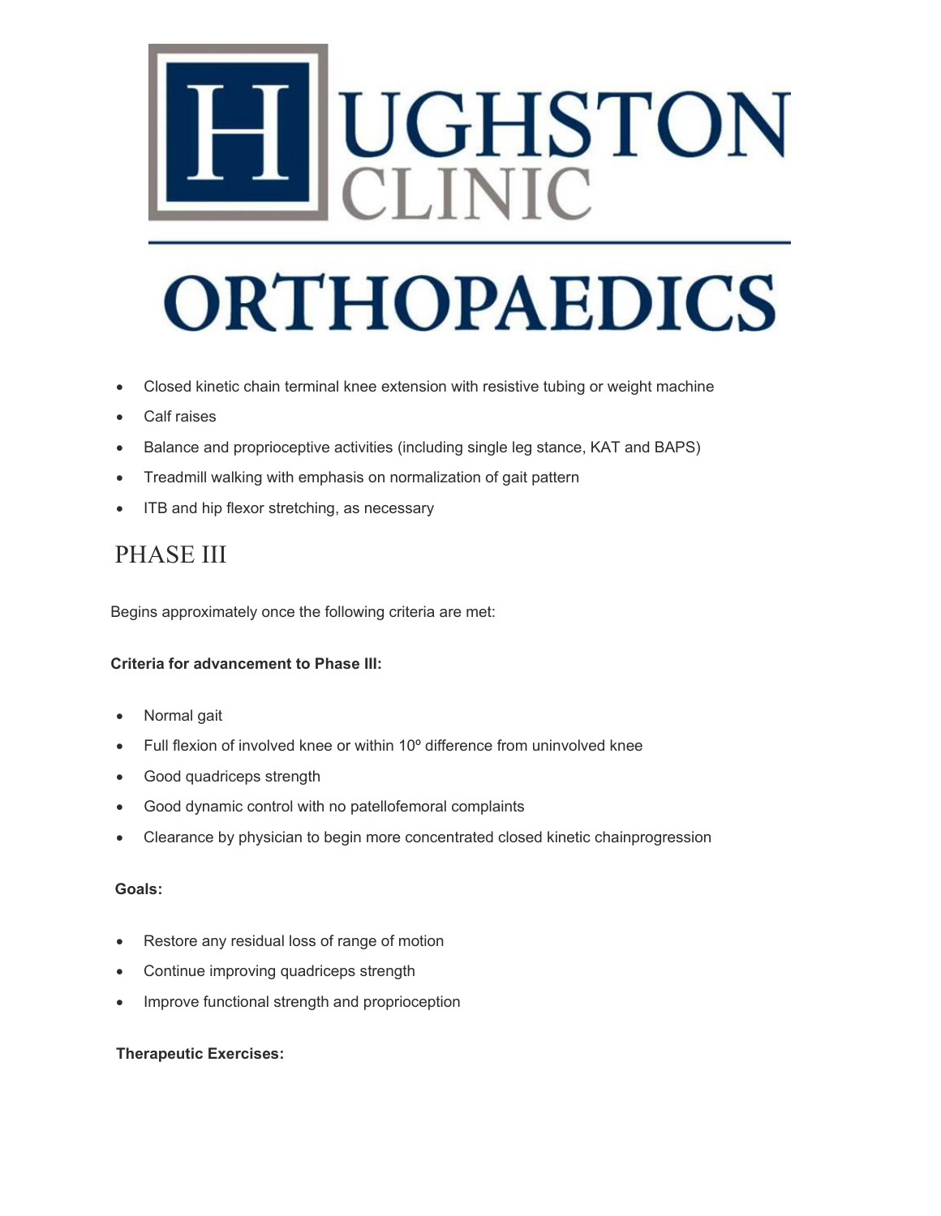- Closed kinetic chain terminal knee extension with resistive tubing or weight machine
- Calf raises
- Balance and proprioceptive activities (including single leg stance, KAT and BAPS)
- Treadmill walking with emphasis on normalization of gait pattern
- ITB and hip flexor stretching, as necessary

## PHASE III

Begins approximately once the following criteria are met:

**Criteria for advancement to Phase III:**

- Normal gait
- Full flexion of involved knee or within 10º difference from uninvolved knee
- Good quadriceps strength
- Good dynamic control with no patellofemoral complaints
- Clearance by physician to begin more concentrated closed kinetic chainprogression

**Goals:**

- Restore any residual loss of range of motion
- Continue improving quadriceps strength
- Improve functional strength and proprioception

**Therapeutic Exercises:**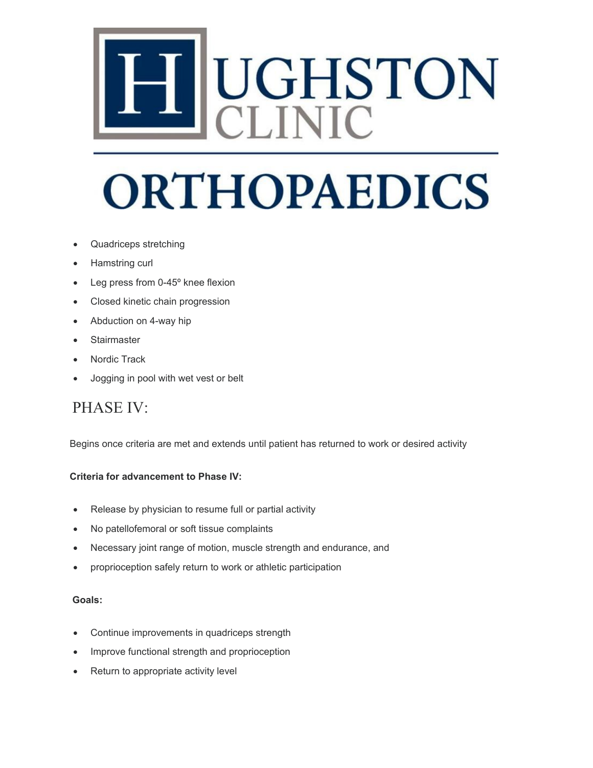- Quadriceps stretching
- Hamstring curl
- Leg press from 0-45º knee flexion
- Closed kinetic chain progression
- Abduction on 4-way hip
- Stairmaster
- Nordic Track
- Jogging in pool with wet vest or belt

# PHASE IV:

Begins once criteria are met and extends until patient has returned to work or desired activity

**Criteria for advancement to Phase IV:**

- Release by physician to resume full or partial activity
- No patellofemoral or soft tissue complaints
- Necessary joint range of motion, muscle strength and endurance, and
- proprioception safely return to work or athletic participation

**Goals:**

- Continue improvements in quadriceps strength
- Improve functional strength and proprioception
- Return to appropriate activity level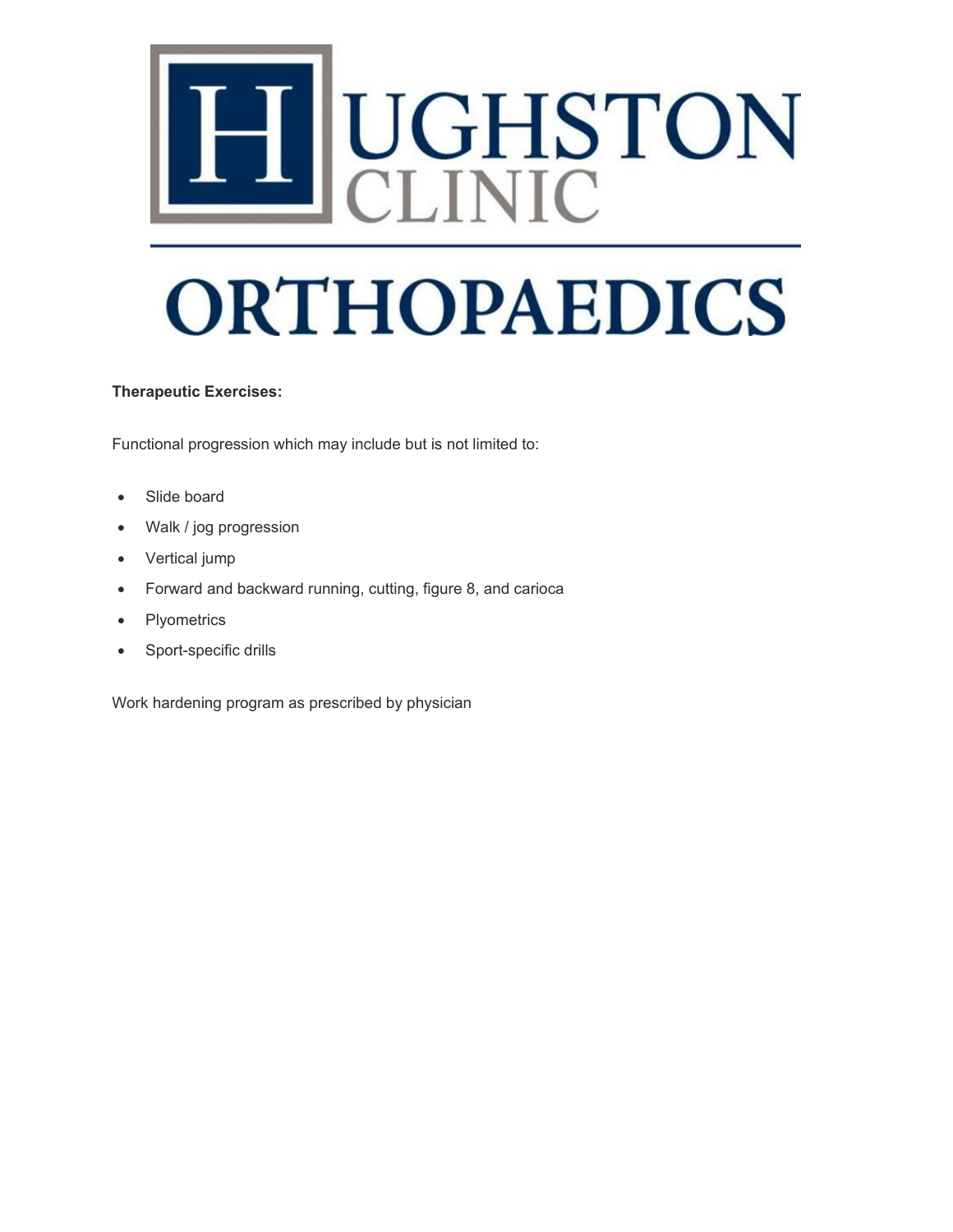# HUGHSTON CLINIC

# ORTHOPAEDICS

**Therapeutic Exercises:**

Functional progression which may include but is not limited to:

- Slide board
- Walk / jog progression
- Vertical jump
- Forward and backward running, cutting, figure 8, and carioca
- Plyometrics
- Sport-specific drills

Work hardening program as prescribed by physician